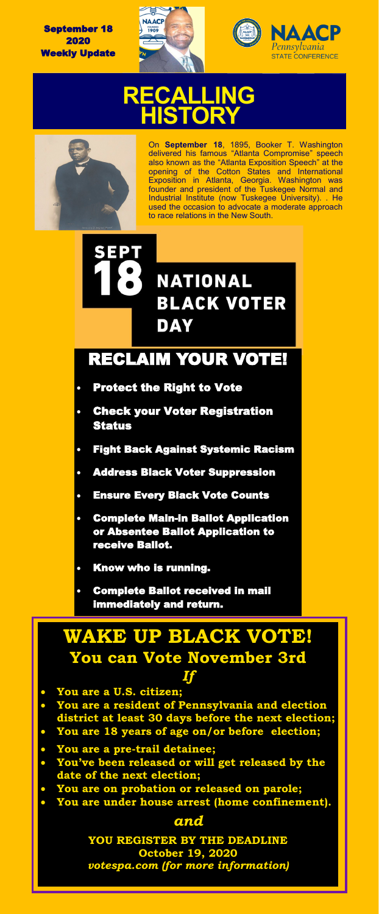September 18 2020 Weekly Update

NAACP Pennsylvania STATE CONFERENCE

# RECALLING HISTORY

On **September 18**, 1895, Booker T. Washington delivered his famous "Atlanta Compromise" speech also known as the "Atlanta Exposition Speech" at the opening of the Cotton States and International Exposition in Atlanta, Georgia. Washington was founder and president of the Tuskegee Normal and Industrial Institute (now Tuskegee University). . He used the occasion to advocate a moderate approach to race relations in the New South.

## SEPT 18 NATIONAL BLACK VOTER DAY

## RECLAIM YOUR VOTE!

- **Protect the Right to Vote**
- **Check your Voter Registration Status**
- **Fight Back Against Systemic Racism**
- **Address Black Voter Suppression**
- **Ensure Every Black Vote Counts**
- **Complete Main-in Ballot Application or Absentee Ballot Application to receive Ballot.**
- **Know who is running.**
- **Complete Ballot received in mail immediately and return.**

## WAKE UP BLACK VOTE!

### You can Vote November 3rd

***If***

- **You are a U.S. citizen;**
- **You are a resident of Pennsylvania and election district at least 30 days before the next election;**
- **You are 18 years of age on/or before election;**
- **You are a pre-trail detainee;**
- **You've been released or will get released by the date of the next election;**
- **You are on probation or released on parole;**
- **You are under house arrest (home confinement).**

***and***

**YOU REGISTER BY THE DEADLINE**
**October 19, 2020**
***votespa.com (for more information)***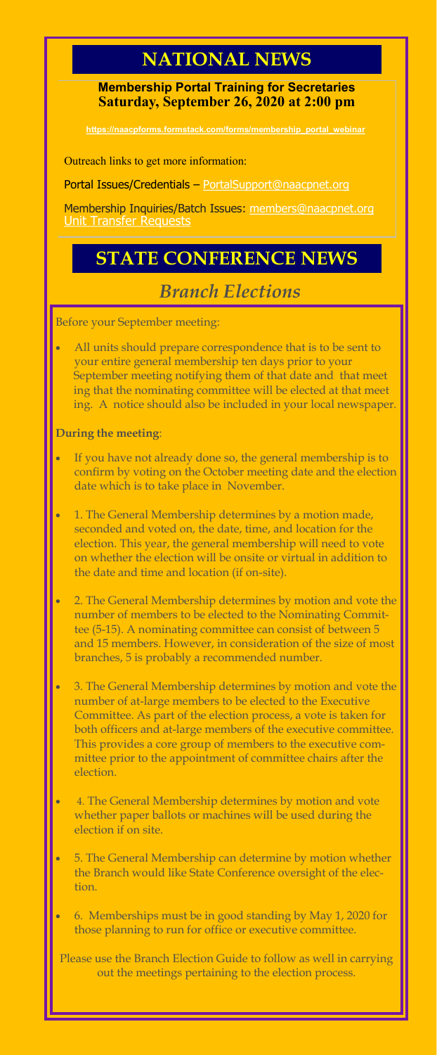## NATIONAL NEWS

**Membership Portal Training for Secretaries**
**Saturday, September 26, 2020 at 2:00 pm**

https://naacpforms.formstack.com/forms/membership_portal_webinar

Outreach links to get more information:

Portal Issues/Credentials – PortalSupport@naacpnet.org

Membership Inquiries/Batch Issues: members@naacpnet.org
Unit Transfer Requests

## STATE CONFERENCE NEWS

### *Branch Elections*

Before your September meeting:

- All units should prepare correspondence that is to be sent to your entire general membership ten days prior to your September meeting notifying them of that date and that meeting that the nominating committee will be elected at that meeting. A notice should also be included in your local newspaper.

**During the meeting**:

- If you have not already done so, the general membership is to confirm by voting on the October meeting date and the election date which is to take place in November.
- 1. The General Membership determines by a motion made, seconded and voted on, the date, time, and location for the election. This year, the general membership will need to vote on whether the election will be onsite or virtual in addition to the date and time and location (if on-site).
- 2. The General Membership determines by motion and vote the number of members to be elected to the Nominating Committee (5-15). A nominating committee can consist of between 5 and 15 members. However, in consideration of the size of most branches, 5 is probably a recommended number.
- 3. The General Membership determines by motion and vote the number of at-large members to be elected to the Executive Committee. As part of the election process, a vote is taken for both officers and at-large members of the executive committee. This provides a core group of members to the executive committee prior to the appointment of committee chairs after the election.
- 4. The General Membership determines by motion and vote whether paper ballots or machines will be used during the election if on site.
- 5. The General Membership can determine by motion whether the Branch would like State Conference oversight of the election.
- 6. Memberships must be in good standing by May 1, 2020 for those planning to run for office or executive committee.

Please use the Branch Election Guide to follow as well in carrying out the meetings pertaining to the election process.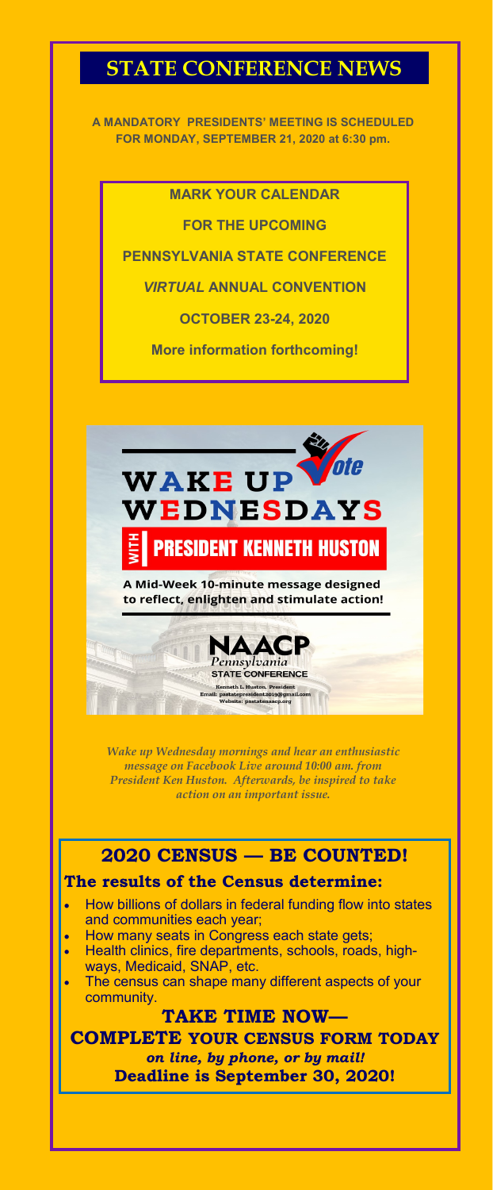# STATE CONFERENCE NEWS

**A MANDATORY PRESIDENTS' MEETING IS SCHEDULED FOR MONDAY, SEPTEMBER 21, 2020 at 6:30 pm.**

**MARK YOUR CALENDAR**

**FOR THE UPCOMING**

**PENNSYLVANIA STATE CONFERENCE**

***VIRTUAL* ANNUAL CONVENTION**

**OCTOBER 23-24, 2020**

**More information forthcoming!**

**WAKE UP WEDNESDAYS** Vote

**WITH PRESIDENT KENNETH HUSTON**

**A Mid-Week 10-minute message designed to reflect, enlighten and stimulate action!**

**NAACP** *Pennsylvania* **STATE CONFERENCE**

Kenneth L. Huston, President
Email: pastatepresident2019@gmail.com
Website: pastatenaacp.org

*Wake up Wednesday mornings and hear an enthusiastic message on Facebook Live around 10:00 am. from President Ken Huston. Afterwards, be inspired to take action on an important issue.*

## 2020 CENSUS — BE COUNTED!

### The results of the Census determine:

- How billions of dollars in federal funding flow into states and communities each year;
- How many seats in Congress each state gets;
- Health clinics, fire departments, schools, roads, highways, Medicaid, SNAP, etc.
- The census can shape many different aspects of your community.

**TAKE TIME NOW—**

**COMPLETE YOUR CENSUS FORM TODAY**

***on line, by phone, or by mail!***

**Deadline is September 30, 2020!**